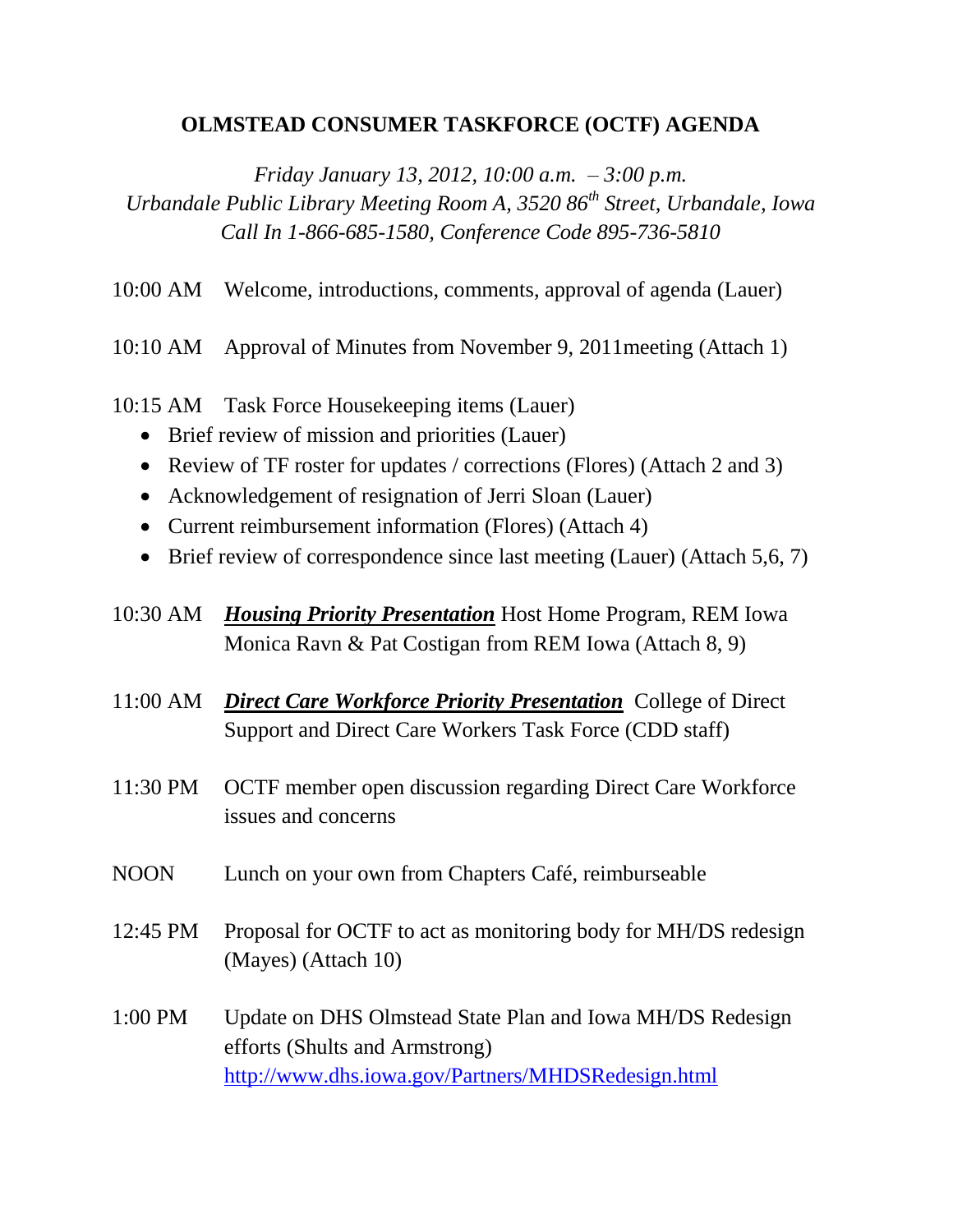# OLMSTEAD CONSUMER TASKFORCE (OCTF) AGENDA

*Friday January 13, 2012, 10:00 a.m. – 3:00 p.m.*
*Urbandale Public Library Meeting Room A, 3520 86th Street, Urbandale, Iowa*
*Call In 1-866-685-1580, Conference Code 895-736-5810*

10:00 AM Welcome, introductions, comments, approval of agenda (Lauer)

10:10 AM Approval of Minutes from November 9, 2011meeting (Attach 1)

10:15 AM Task Force Housekeeping items (Lauer)

- Brief review of mission and priorities (Lauer)
- Review of TF roster for updates / corrections (Flores) (Attach 2 and 3)
- Acknowledgement of resignation of Jerri Sloan (Lauer)
- Current reimbursement information (Flores) (Attach 4)
- Brief review of correspondence since last meeting (Lauer) (Attach 5,6, 7)

10:30 AM ***Housing Priority Presentation*** Host Home Program, REM Iowa Monica Ravn & Pat Costigan from REM Iowa (Attach 8, 9)

11:00 AM ***Direct Care Workforce Priority Presentation*** College of Direct Support and Direct Care Workers Task Force (CDD staff)

11:30 PM OCTF member open discussion regarding Direct Care Workforce issues and concerns

NOON Lunch on your own from Chapters Café, reimburseable

12:45 PM Proposal for OCTF to act as monitoring body for MH/DS redesign (Mayes) (Attach 10)

1:00 PM Update on DHS Olmstead State Plan and Iowa MH/DS Redesign efforts (Shults and Armstrong) http://www.dhs.iowa.gov/Partners/MHDSRedesign.html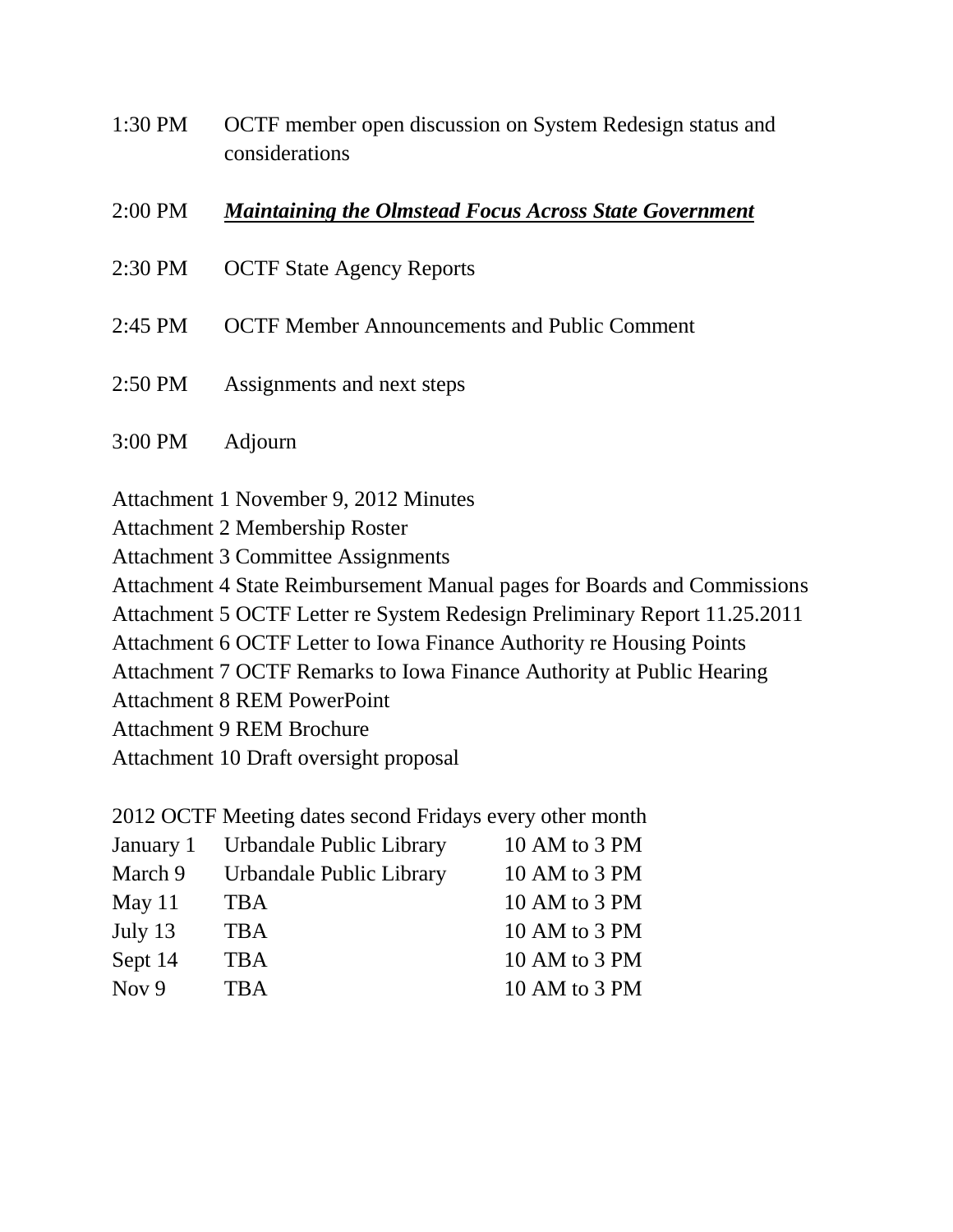| | |
|---|---|
| 1:30 PM | OCTF member open discussion on System Redesign status and considerations |
| 2:00 PM | ***Maintaining the Olmstead Focus Across State Government*** |
| 2:30 PM | OCTF State Agency Reports |
| 2:45 PM | OCTF Member Announcements and Public Comment |
| 2:50 PM | Assignments and next steps |
| 3:00 PM | Adjourn |

Attachment 1 November 9, 2012 Minutes
Attachment 2 Membership Roster
Attachment 3 Committee Assignments
Attachment 4 State Reimbursement Manual pages for Boards and Commissions
Attachment 5 OCTF Letter re System Redesign Preliminary Report 11.25.2011
Attachment 6 OCTF Letter to Iowa Finance Authority re Housing Points
Attachment 7 OCTF Remarks to Iowa Finance Authority at Public Hearing
Attachment 8 REM PowerPoint
Attachment 9 REM Brochure
Attachment 10 Draft oversight proposal

2012 OCTF Meeting dates second Fridays every other month

| | | |
|---|---|---|
| January 1 | Urbandale Public Library | 10 AM to 3 PM |
| March 9 | Urbandale Public Library | 10 AM to 3 PM |
| May 11 | TBA | 10 AM to 3 PM |
| July 13 | TBA | 10 AM to 3 PM |
| Sept 14 | TBA | 10 AM to 3 PM |
| Nov 9 | TBA | 10 AM to 3 PM |